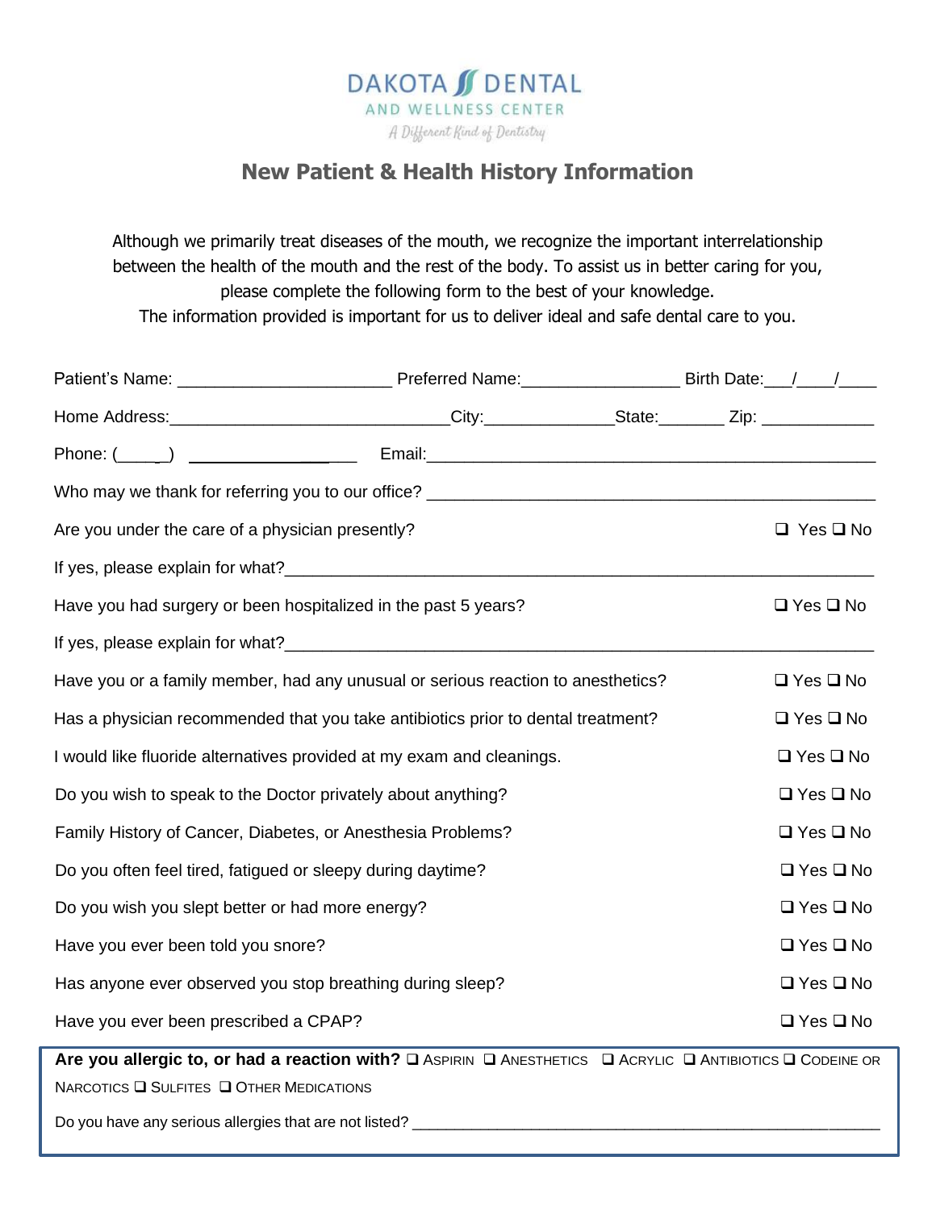DAKOTA DENTAL

AND WELLNESS CENTER

*A Different Kind of Dentistry*

## New Patient & Health History Information

Although we primarily treat diseases of the mouth, we recognize the important interrelationship between the health of the mouth and the rest of the body. To assist us in better caring for you, please complete the following form to the best of your knowledge.
The information provided is important for us to deliver ideal and safe dental care to you.

Patient's Name: ______________________ Preferred Name:________________ Birth Date:___/____/____

Home Address:_____________________________City:_____________State:_______ Zip: ____________

Phone: (____) ________________ Email:_______________________________________________

Who may we thank for referring you to our office? _____________________________________________

Are you under the care of a physician presently? ❑ Yes ❑ No

If yes, please explain for what?_______________________________________________________________

Have you had surgery or been hospitalized in the past 5 years? ❑ Yes ❑ No

If yes, please explain for what?_______________________________________________________________

Have you or a family member, had any unusual or serious reaction to anesthetics? ❑ Yes ❑ No

Has a physician recommended that you take antibiotics prior to dental treatment? ❑ Yes ❑ No

I would like fluoride alternatives provided at my exam and cleanings. ❑ Yes ❑ No

Do you wish to speak to the Doctor privately about anything? ❑ Yes ❑ No

Family History of Cancer, Diabetes, or Anesthesia Problems? ❑ Yes ❑ No

Do you often feel tired, fatigued or sleepy during daytime? ❑ Yes ❑ No

Do you wish you slept better or had more energy? ❑ Yes ❑ No

Have you ever been told you snore? ❑ Yes ❑ No

Has anyone ever observed you stop breathing during sleep? ❑ Yes ❑ No

Have you ever been prescribed a CPAP? ❑ Yes ❑ No

**Are you allergic to, or had a reaction with?** ❑ Aspirin ❑ Anesthetics ❑ Acrylic ❑ Antibiotics ❑ Codeine or Narcotics ❑ Sulfites ❑ Other Medications

Do you have any serious allergies that are not listed? _______________________________________________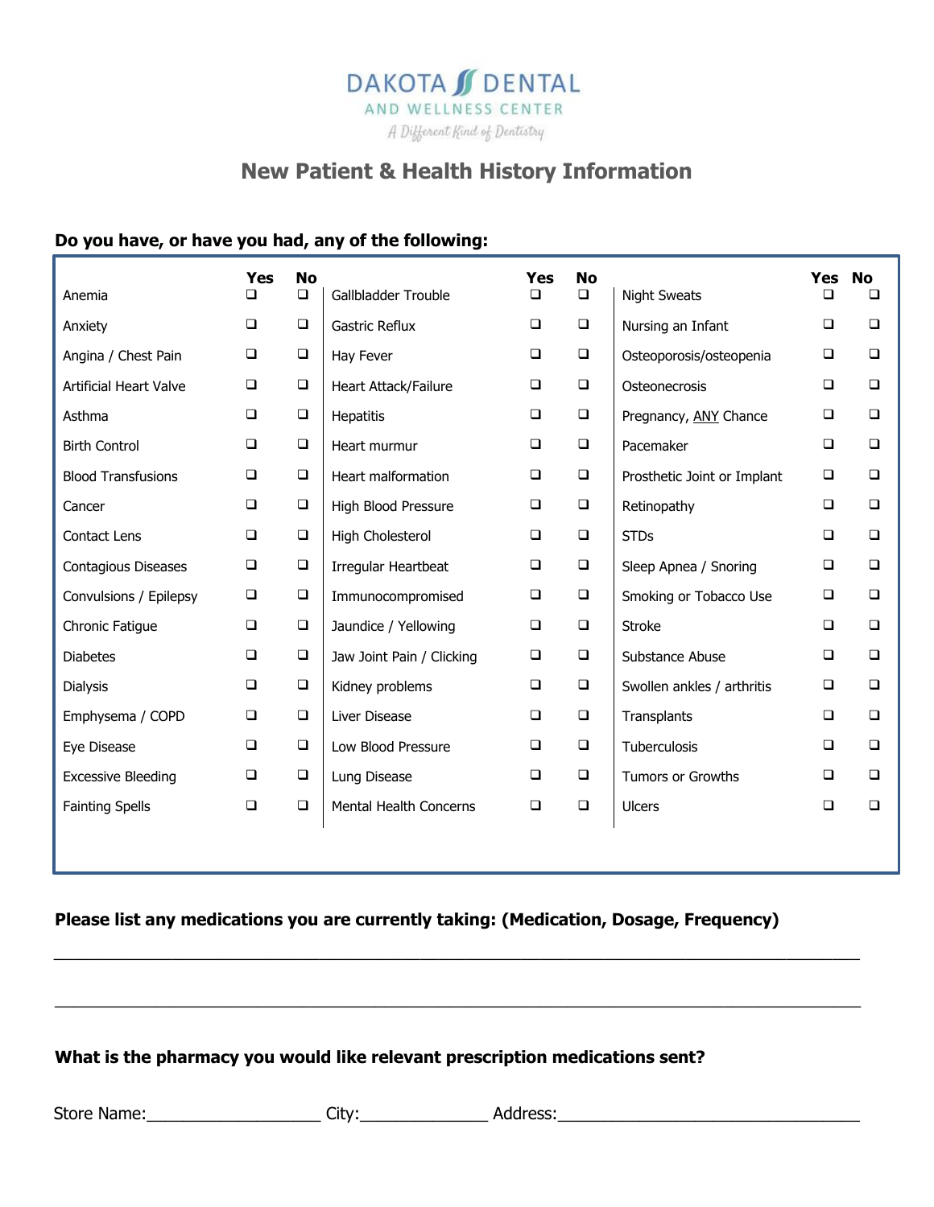DAKOTA DENTAL
AND WELLNESS CENTER
*A Different Kind of Dentistry*

## New Patient & Health History Information

**Do you have, or have you had, any of the following:**

| | Yes | No | | Yes | No | | Yes | No |
|---|---|---|---|---|---|---|---|---|
| Anemia | ❑ | ❑ | Gallbladder Trouble | ❑ | ❑ | Night Sweats | ❑ | ❑ |
| Anxiety | ❑ | ❑ | Gastric Reflux | ❑ | ❑ | Nursing an Infant | ❑ | ❑ |
| Angina / Chest Pain | ❑ | ❑ | Hay Fever | ❑ | ❑ | Osteoporosis/osteopenia | ❑ | ❑ |
| Artificial Heart Valve | ❑ | ❑ | Heart Attack/Failure | ❑ | ❑ | Osteonecrosis | ❑ | ❑ |
| Asthma | ❑ | ❑ | Hepatitis | ❑ | ❑ | Pregnancy, ANY Chance | ❑ | ❑ |
| Birth Control | ❑ | ❑ | Heart murmur | ❑ | ❑ | Pacemaker | ❑ | ❑ |
| Blood Transfusions | ❑ | ❑ | Heart malformation | ❑ | ❑ | Prosthetic Joint or Implant | ❑ | ❑ |
| Cancer | ❑ | ❑ | High Blood Pressure | ❑ | ❑ | Retinopathy | ❑ | ❑ |
| Contact Lens | ❑ | ❑ | High Cholesterol | ❑ | ❑ | STDs | ❑ | ❑ |
| Contagious Diseases | ❑ | ❑ | Irregular Heartbeat | ❑ | ❑ | Sleep Apnea / Snoring | ❑ | ❑ |
| Convulsions / Epilepsy | ❑ | ❑ | Immunocompromised | ❑ | ❑ | Smoking or Tobacco Use | ❑ | ❑ |
| Chronic Fatigue | ❑ | ❑ | Jaundice / Yellowing | ❑ | ❑ | Stroke | ❑ | ❑ |
| Diabetes | ❑ | ❑ | Jaw Joint Pain / Clicking | ❑ | ❑ | Substance Abuse | ❑ | ❑ |
| Dialysis | ❑ | ❑ | Kidney problems | ❑ | ❑ | Swollen ankles / arthritis | ❑ | ❑ |
| Emphysema / COPD | ❑ | ❑ | Liver Disease | ❑ | ❑ | Transplants | ❑ | ❑ |
| Eye Disease | ❑ | ❑ | Low Blood Pressure | ❑ | ❑ | Tuberculosis | ❑ | ❑ |
| Excessive Bleeding | ❑ | ❑ | Lung Disease | ❑ | ❑ | Tumors or Growths | ❑ | ❑ |
| Fainting Spells | ❑ | ❑ | Mental Health Concerns | ❑ | ❑ | Ulcers | ❑ | ❑ |

**Please list any medications you are currently taking: (Medication, Dosage, Frequency)**

_______________________________________________________________________________

_______________________________________________________________________________

**What is the pharmacy you would like relevant prescription medications sent?**

Store Name:__________________ City:______________ Address:______________________________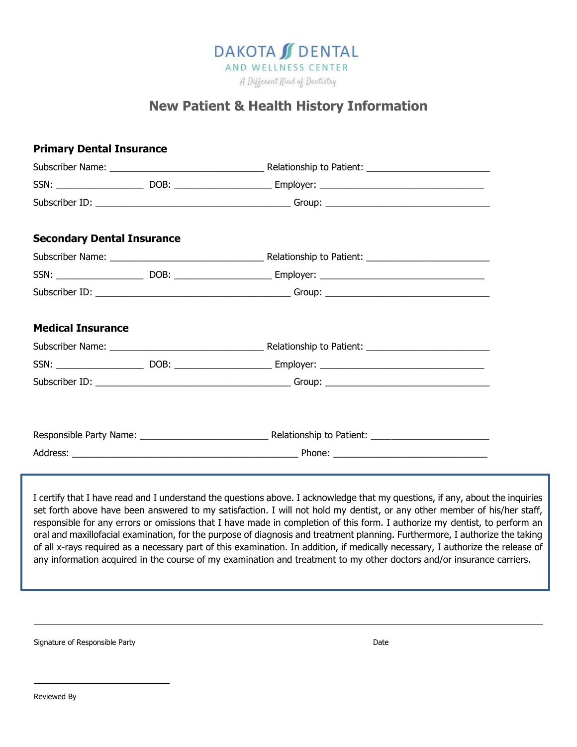DAKOTA DENTAL

AND WELLNESS CENTER

*A Different Kind of Dentistry*

# New Patient & Health History Information

### Primary Dental Insurance

Subscriber Name: ______________________________ Relationship to Patient: ________________________

SSN: _________________ DOB: ___________________ Employer: ________________________________

Subscriber ID: ______________________________________ Group: ________________________________

### Secondary Dental Insurance

Subscriber Name: ______________________________ Relationship to Patient: ________________________

SSN: _________________ DOB: ___________________ Employer: ________________________________

Subscriber ID: ______________________________________ Group: ________________________________

### Medical Insurance

Subscriber Name: ______________________________ Relationship to Patient: ________________________

SSN: _________________ DOB: ___________________ Employer: ________________________________

Subscriber ID: ______________________________________ Group: ________________________________

Responsible Party Name: _________________________ Relationship to Patient: _______________________

Address: ____________________________________________ Phone: ______________________________

I certify that I have read and I understand the questions above. I acknowledge that my questions, if any, about the inquiries set forth above have been answered to my satisfaction. I will not hold my dentist, or any other member of his/her staff, responsible for any errors or omissions that I have made in completion of this form. I authorize my dentist, to perform an oral and maxillofacial examination, for the purpose of diagnosis and treatment planning. Furthermore, I authorize the taking of all x-rays required as a necessary part of this examination. In addition, if medically necessary, I authorize the release of any information acquired in the course of my examination and treatment to my other doctors and/or insurance carriers.

_____________________________________________________________________________

Signature of Responsible Party                                                                                    Date

______________________________

Reviewed By